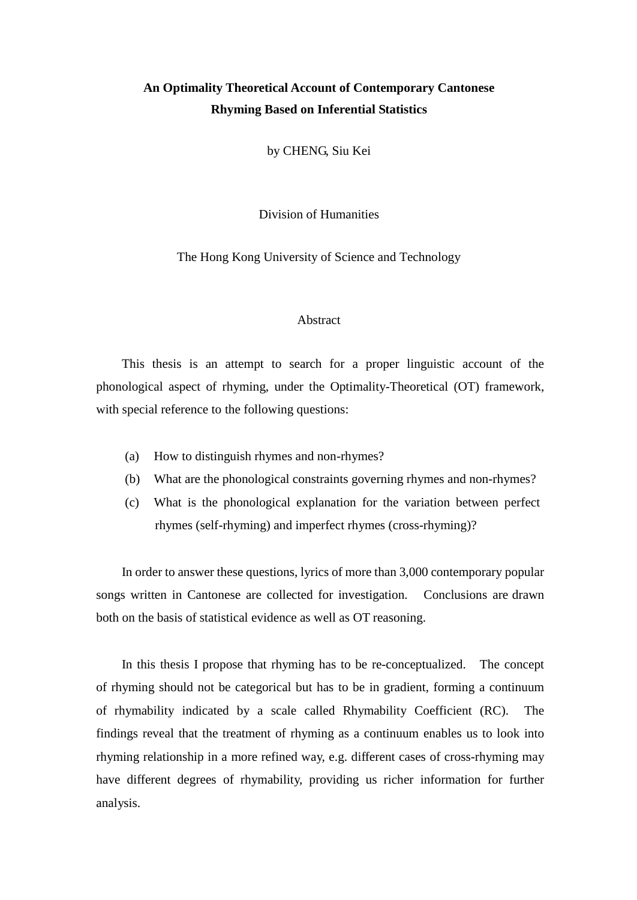# An Optimality Theoretical Account of Contemporary Cantonese Rhyming Based on Inferential Statistics

by CHENG, Siu Kei

Division of Humanities

The Hong Kong University of Science and Technology

## Abstract

This thesis is an attempt to search for a proper linguistic account of the phonological aspect of rhyming, under the Optimality-Theoretical (OT) framework, with special reference to the following questions:

(a) How to distinguish rhymes and non-rhymes?
(b) What are the phonological constraints governing rhymes and non-rhymes?
(c) What is the phonological explanation for the variation between perfect rhymes (self-rhyming) and imperfect rhymes (cross-rhyming)?

In order to answer these questions, lyrics of more than 3,000 contemporary popular songs written in Cantonese are collected for investigation. Conclusions are drawn both on the basis of statistical evidence as well as OT reasoning.

In this thesis I propose that rhyming has to be re-conceptualized. The concept of rhyming should not be categorical but has to be in gradient, forming a continuum of rhymability indicated by a scale called Rhymability Coefficient (RC). The findings reveal that the treatment of rhyming as a continuum enables us to look into rhyming relationship in a more refined way, e.g. different cases of cross-rhyming may have different degrees of rhymability, providing us richer information for further analysis.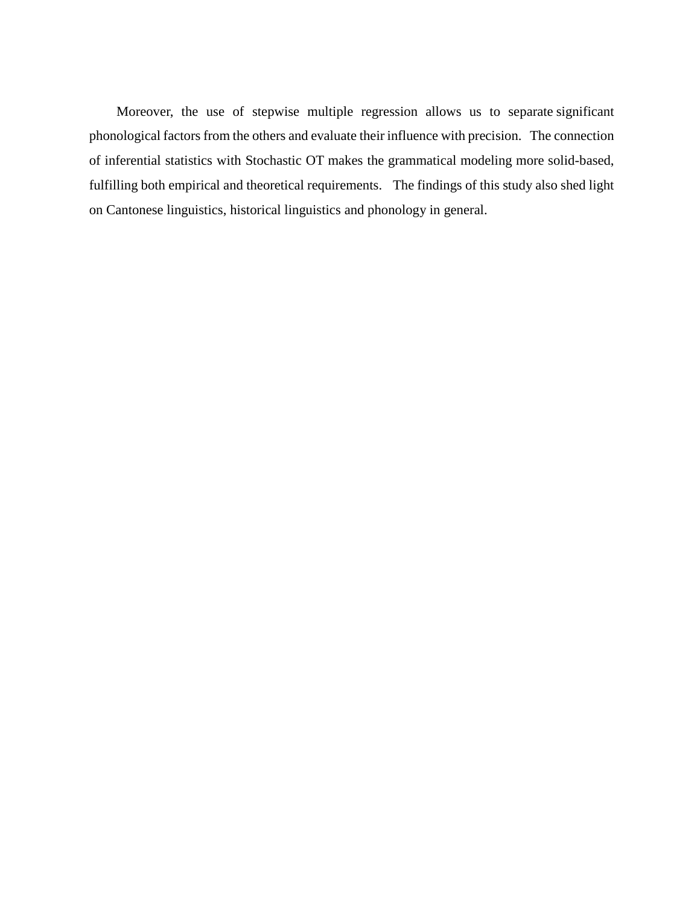Moreover, the use of stepwise multiple regression allows us to separate significant phonological factors from the others and evaluate their influence with precision. The connection of inferential statistics with Stochastic OT makes the grammatical modeling more solid-based, fulfilling both empirical and theoretical requirements. The findings of this study also shed light on Cantonese linguistics, historical linguistics and phonology in general.